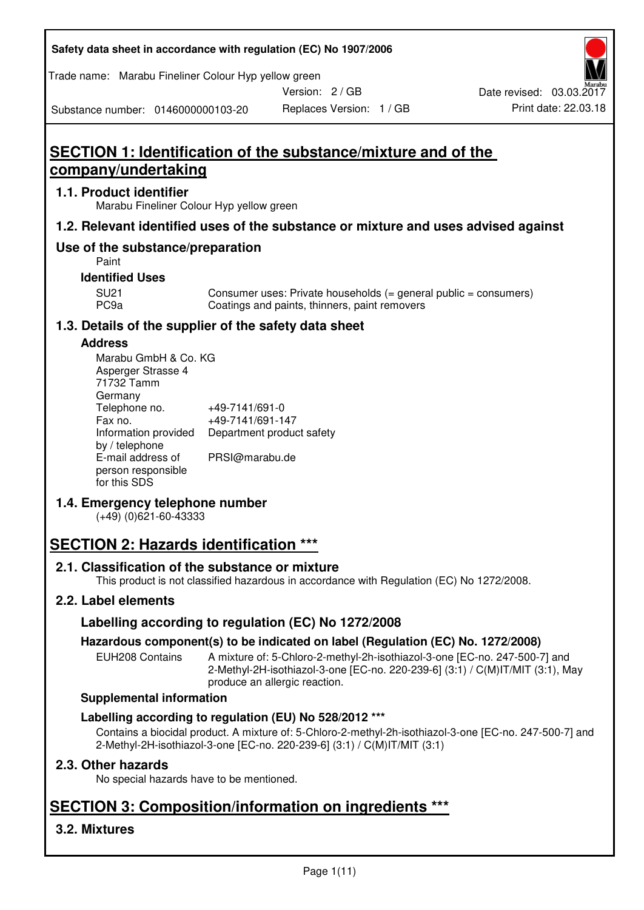Safety data sheet in accordance with regulation (EC) No 1907/2006

Trade name: Marabu Fineliner Colour Hyp yellow green

Version: 2 / GB

Date revised: 03.03.2017

Substance number: 0146000000103-20

Replaces Version: 1 / GB

Print date: 22.03.18

# SECTION 1: Identification of the substance/mixture and of the company/undertaking

## 1.1. Product identifier

Marabu Fineliner Colour Hyp yellow green

## 1.2. Relevant identified uses of the substance or mixture and uses advised against

## Use of the substance/preparation

Paint

### Identified Uses

| | |
|---|---|
| SU21 | Consumer uses: Private households (= general public = consumers) |
| PC9a | Coatings and paints, thinners, paint removers |

## 1.3. Details of the supplier of the safety data sheet

### Address

Marabu GmbH & Co. KG
Asperger Strasse 4
71732 Tamm
Germany

| | |
|---|---|
| Telephone no. | +49-7141/691-0 |
| Fax no. | +49-7141/691-147 |
| Information provided by / telephone | Department product safety |
| E-mail address of person responsible for this SDS | PRSI@marabu.de |

## 1.4. Emergency telephone number

(+49) (0)621-60-43333

# SECTION 2: Hazards identification ***

## 2.1. Classification of the substance or mixture

This product is not classified hazardous in accordance with Regulation (EC) No 1272/2008.

## 2.2. Label elements

### Labelling according to regulation (EC) No 1272/2008

### Hazardous component(s) to be indicated on label (Regulation (EC) No. 1272/2008)

EUH208 Contains: A mixture of: 5-Chloro-2-methyl-2h-isothiazol-3-one [EC-no. 247-500-7] and 2-Methyl-2H-isothiazol-3-one [EC-no. 220-239-6] (3:1) / C(M)IT/MIT (3:1), May produce an allergic reaction.

### Supplemental information

### Labelling according to regulation (EU) No 528/2012 ***

Contains a biocidal product. A mixture of: 5-Chloro-2-methyl-2h-isothiazol-3-one [EC-no. 247-500-7] and 2-Methyl-2H-isothiazol-3-one [EC-no. 220-239-6] (3:1) / C(M)IT/MIT (3:1)

## 2.3. Other hazards

No special hazards have to be mentioned.

# SECTION 3: Composition/information on ingredients ***

## 3.2. Mixtures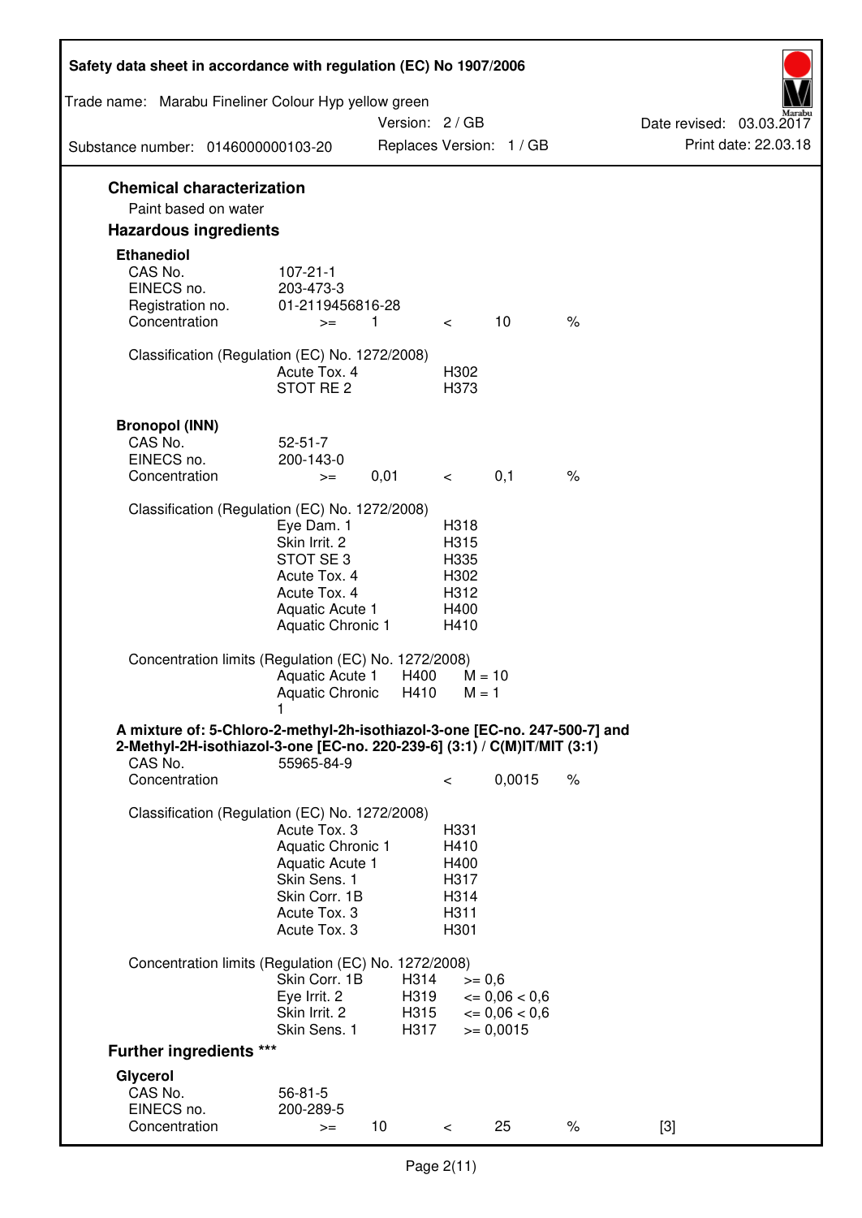## Chemical characterization

Paint based on water

## Hazardous ingredients

### Ethanediol

| | | | | | |
|---|---|---|---|---|---|
| CAS No. | 107-21-1 | | | | |
| EINECS no. | 203-473-3 | | | | |
| Registration no. | 01-2119456816-28 | | | | |
| Concentration | >= | 1 | < | 10 | % |

Classification (Regulation (EC) No. 1272/2008)

| | |
|---|---|
| Acute Tox. 4 | H302 |
| STOT RE 2 | H373 |

### Bronopol (INN)

| | | | | | |
|---|---|---|---|---|---|
| CAS No. | 52-51-7 | | | | |
| EINECS no. | 200-143-0 | | | | |
| Concentration | >= | 0,01 | < | 0,1 | % |

Classification (Regulation (EC) No. 1272/2008)

| | |
|---|---|
| Eye Dam. 1 | H318 |
| Skin Irrit. 2 | H315 |
| STOT SE 3 | H335 |
| Acute Tox. 4 | H302 |
| Acute Tox. 4 | H312 |
| Aquatic Acute 1 | H400 |
| Aquatic Chronic 1 | H410 |

Concentration limits (Regulation (EC) No. 1272/2008)

| | | |
|---|---|---|
| Aquatic Acute 1 | H400 | M = 10 |
| Aquatic Chronic 1 | H410 | M = 1 |

### A mixture of: 5-Chloro-2-methyl-2h-isothiazol-3-one [EC-no. 247-500-7] and 2-Methyl-2H-isothiazol-3-one [EC-no. 220-239-6] (3:1) / C(M)IT/MIT (3:1)

| | | | | |
|---|---|---|---|---|
| CAS No. | 55965-84-9 | | | |
| Concentration | | < | 0,0015 | % |

Classification (Regulation (EC) No. 1272/2008)

| | |
|---|---|
| Acute Tox. 3 | H331 |
| Aquatic Chronic 1 | H410 |
| Aquatic Acute 1 | H400 |
| Skin Sens. 1 | H317 |
| Skin Corr. 1B | H314 |
| Acute Tox. 3 | H311 |
| Acute Tox. 3 | H301 |

Concentration limits (Regulation (EC) No. 1272/2008)

| | | |
|---|---|---|
| Skin Corr. 1B | H314 | >= 0,6 |
| Eye Irrit. 2 | H319 | <= 0,06 < 0,6 |
| Skin Irrit. 2 | H315 | <= 0,06 < 0,6 |
| Skin Sens. 1 | H317 | >= 0,0015 |

## Further ingredients ***

### Glycerol

| | | | | | | |
|---|---|---|---|---|---|---|
| CAS No. | 56-81-5 | | | | | |
| EINECS no. | 200-289-5 | | | | | |
| Concentration | >= | 10 | < | 25 | % | [3] |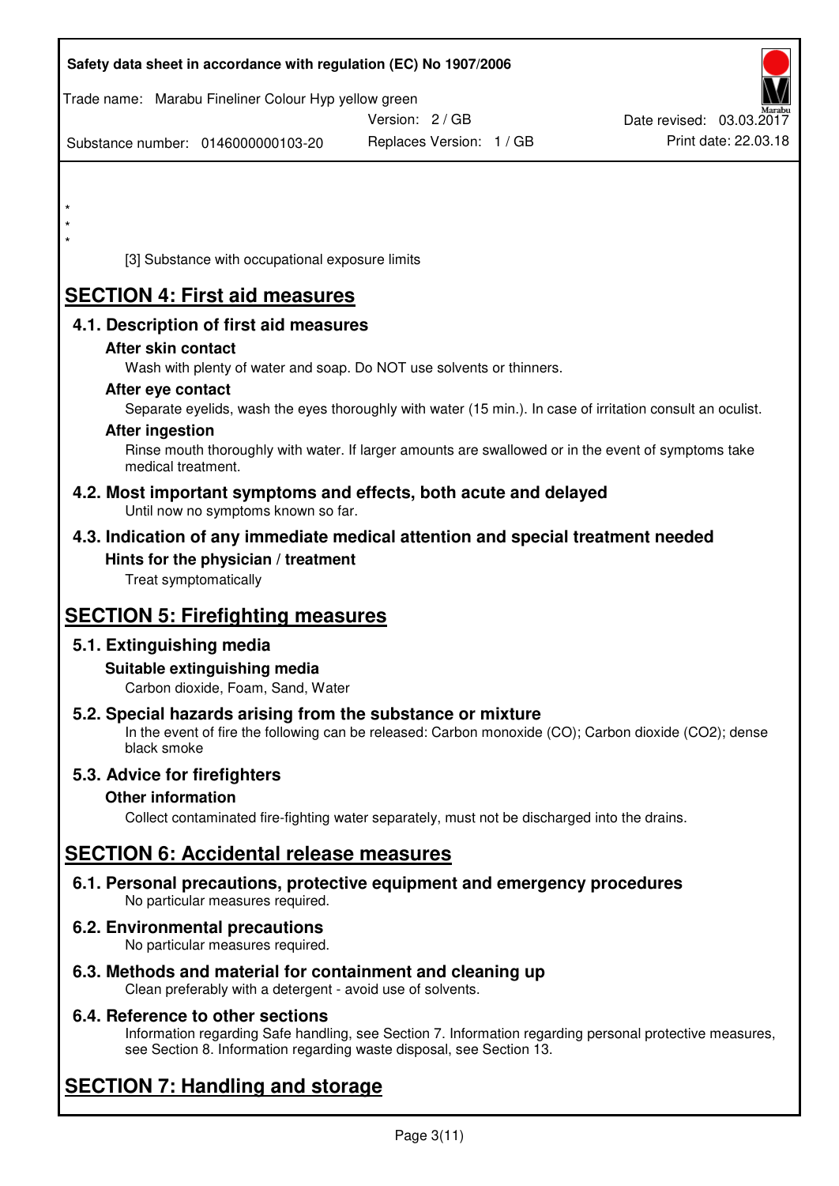*
*
*

[3] Substance with occupational exposure limits

# SECTION 4: First aid measures

## 4.1. Description of first aid measures

### After skin contact

Wash with plenty of water and soap. Do NOT use solvents or thinners.

### After eye contact

Separate eyelids, wash the eyes thoroughly with water (15 min.). In case of irritation consult an oculist.

### After ingestion

Rinse mouth thoroughly with water. If larger amounts are swallowed or in the event of symptoms take medical treatment.

## 4.2. Most important symptoms and effects, both acute and delayed

Until now no symptoms known so far.

## 4.3. Indication of any immediate medical attention and special treatment needed

### Hints for the physician / treatment

Treat symptomatically

# SECTION 5: Firefighting measures

## 5.1. Extinguishing media

### Suitable extinguishing media

Carbon dioxide, Foam, Sand, Water

## 5.2. Special hazards arising from the substance or mixture

In the event of fire the following can be released: Carbon monoxide (CO); Carbon dioxide ($CO_2$); dense black smoke

## 5.3. Advice for firefighters

### Other information

Collect contaminated fire-fighting water separately, must not be discharged into the drains.

# SECTION 6: Accidental release measures

## 6.1. Personal precautions, protective equipment and emergency procedures

No particular measures required.

## 6.2. Environmental precautions

No particular measures required.

## 6.3. Methods and material for containment and cleaning up

Clean preferably with a detergent - avoid use of solvents.

## 6.4. Reference to other sections

Information regarding Safe handling, see Section 7. Information regarding personal protective measures, see Section 8. Information regarding waste disposal, see Section 13.

# SECTION 7: Handling and storage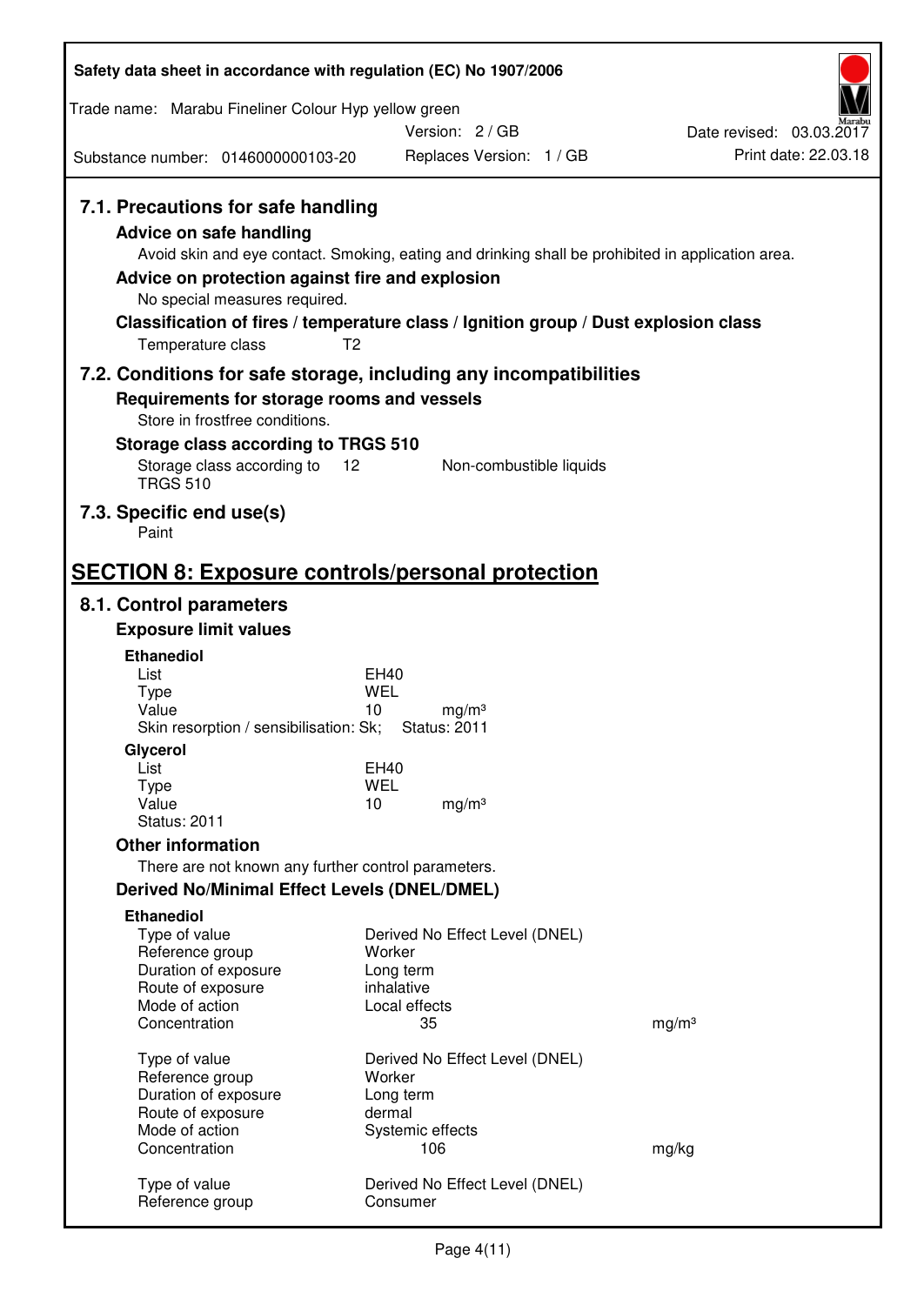### 7.1. Precautions for safe handling

**Advice on safe handling**

Avoid skin and eye contact. Smoking, eating and drinking shall be prohibited in application area.

**Advice on protection against fire and explosion**

No special measures required.

**Classification of fires / temperature class / Ignition group / Dust explosion class**

Temperature class T2

### 7.2. Conditions for safe storage, including any incompatibilities

**Requirements for storage rooms and vessels**

Store in frostfree conditions.

**Storage class according to TRGS 510**

Storage class according to TRGS 510 12 Non-combustible liquids

### 7.3. Specific end use(s)

Paint

## SECTION 8: Exposure controls/personal protection

### 8.1. Control parameters

**Exposure limit values**

**Ethanediol**

| | | |
|---|---|---|
| List | EH40 | |
| Type | WEL | |
| Value | 10 | mg/m³ |

Skin resorption / sensibilisation: Sk; Status: 2011

**Glycerol**

| | | |
|---|---|---|
| List | EH40 | |
| Type | WEL | |
| Value | 10 | mg/m³ |

Status: 2011

**Other information**

There are not known any further control parameters.

**Derived No/Minimal Effect Levels (DNEL/DMEL)**

**Ethanediol**

| | | |
|---|---|---|
| Type of value | Derived No Effect Level (DNEL) | |
| Reference group | Worker | |
| Duration of exposure | Long term | |
| Route of exposure | inhalative | |
| Mode of action | Local effects | |
| Concentration | 35 | mg/m³ |

| | | |
|---|---|---|
| Type of value | Derived No Effect Level (DNEL) | |
| Reference group | Worker | |
| Duration of exposure | Long term | |
| Route of exposure | dermal | |
| Mode of action | Systemic effects | |
| Concentration | 106 | mg/kg |

| | |
|---|---|
| Type of value | Derived No Effect Level (DNEL) |
| Reference group | Consumer |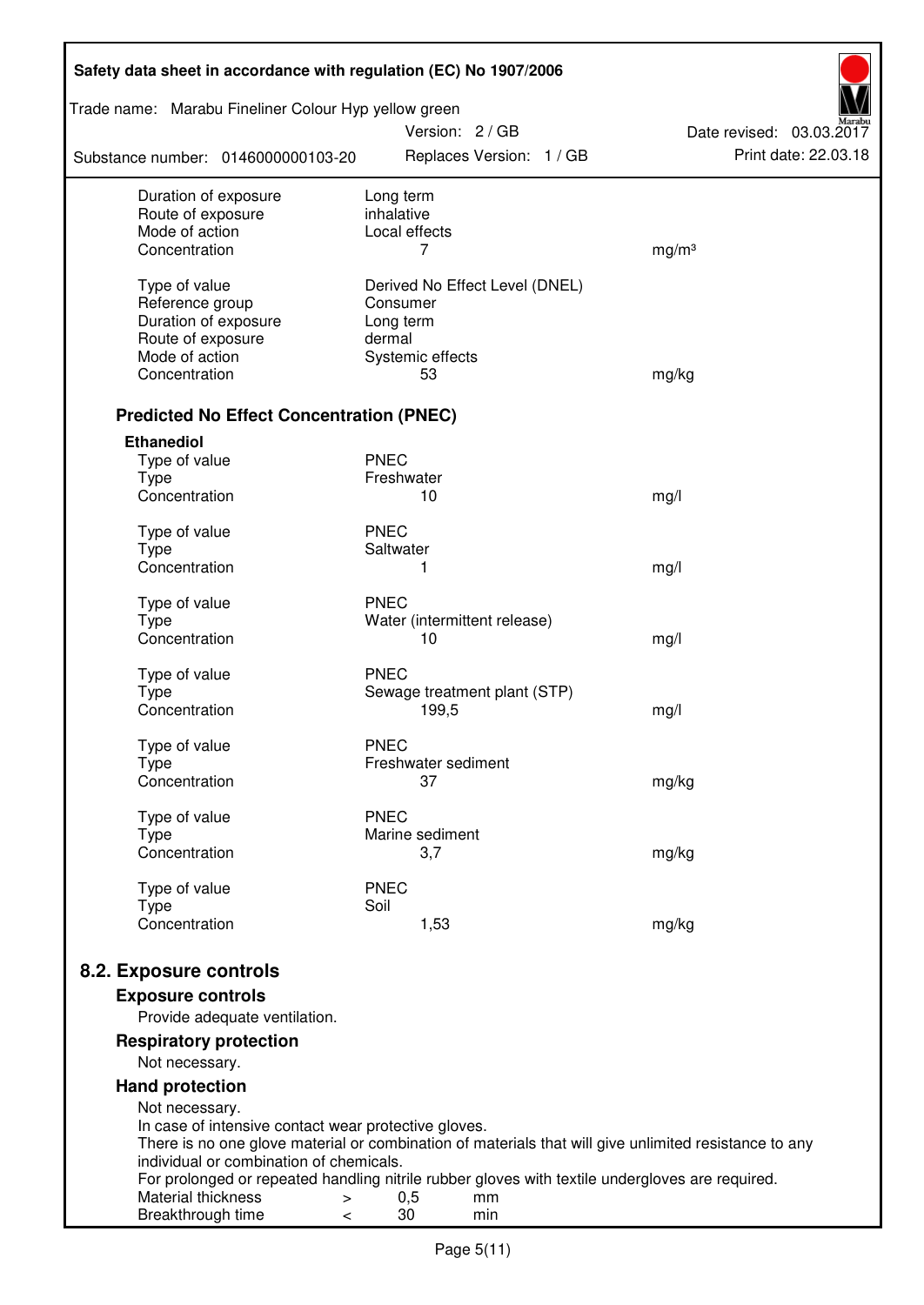| | | |
|---|---|---|
| Duration of exposure | Long term | |
| Route of exposure | inhalative | |
| Mode of action | Local effects | |
| Concentration | 7 | mg/m³ |
| | | |
| Type of value | Derived No Effect Level (DNEL) | |
| Reference group | Consumer | |
| Duration of exposure | Long term | |
| Route of exposure | dermal | |
| Mode of action | Systemic effects | |
| Concentration | 53 | mg/kg |

### Predicted No Effect Concentration (PNEC)

**Ethanediol**

| | | |
|---|---|---|
| Type of value | PNEC | |
| Type | Freshwater | |
| Concentration | 10 | mg/l |
| | | |
| Type of value | PNEC | |
| Type | Saltwater | |
| Concentration | 1 | mg/l |
| | | |
| Type of value | PNEC | |
| Type | Water (intermittent release) | |
| Concentration | 10 | mg/l |
| | | |
| Type of value | PNEC | |
| Type | Sewage treatment plant (STP) | |
| Concentration | 199,5 | mg/l |
| | | |
| Type of value | PNEC | |
| Type | Freshwater sediment | |
| Concentration | 37 | mg/kg |
| | | |
| Type of value | PNEC | |
| Type | Marine sediment | |
| Concentration | 3,7 | mg/kg |
| | | |
| Type of value | PNEC | |
| Type | Soil | |
| Concentration | 1,53 | mg/kg |

## 8.2. Exposure controls

### Exposure controls

Provide adequate ventilation.

### Respiratory protection

Not necessary.

### Hand protection

Not necessary.
In case of intensive contact wear protective gloves.
There is no one glove material or combination of materials that will give unlimited resistance to any individual or combination of chemicals.
For prolonged or repeated handling nitrile rubber gloves with textile undergloves are required.

| | | | |
|---|---|---|---|
| Material thickness | > | 0,5 | mm |
| Breakthrough time | < | 30 | min |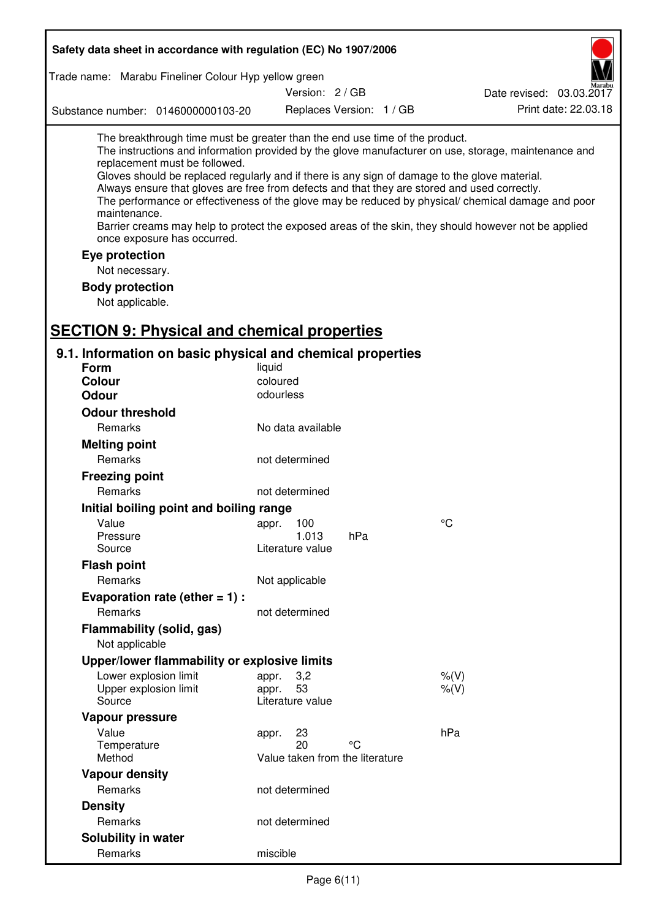The breakthrough time must be greater than the end use time of the product.
The instructions and information provided by the glove manufacturer on use, storage, maintenance and replacement must be followed.
Gloves should be replaced regularly and if there is any sign of damage to the glove material.
Always ensure that gloves are free from defects and that they are stored and used correctly.
The performance or effectiveness of the glove may be reduced by physical/ chemical damage and poor maintenance.
Barrier creams may help to protect the exposed areas of the skin, they should however not be applied once exposure has occurred.

**Eye protection**

Not necessary.

**Body protection**

Not applicable.

# SECTION 9: Physical and chemical properties

## 9.1. Information on basic physical and chemical properties

| | | | |
|---|---|---|---|
| **Form** | liquid | | |
| **Colour** | coloured | | |
| **Odour** | odourless | | |
| **Odour threshold** | | | |
| Remarks | No data available | | |
| **Melting point** | | | |
| Remarks | not determined | | |
| **Freezing point** | | | |
| Remarks | not determined | | |
| **Initial boiling point and boiling range** | | | |
| Value | appr. 100 | | °C |
| Pressure | 1.013 | hPa | |
| Source | Literature value | | |
| **Flash point** | | | |
| Remarks | Not applicable | | |
| **Evaporation rate (ether = 1) :** | | | |
| Remarks | not determined | | |
| **Flammability (solid, gas)** | | | |
| Not applicable | | | |
| **Upper/lower flammability or explosive limits** | | | |
| Lower explosion limit | appr. 3,2 | | %(V) |
| Upper explosion limit | appr. 53 | | %(V) |
| Source | Literature value | | |
| **Vapour pressure** | | | |
| Value | appr. 23 | | hPa |
| Temperature | 20 | °C | |
| Method | Value taken from the literature | | |
| **Vapour density** | | | |
| Remarks | not determined | | |
| **Density** | | | |
| Remarks | not determined | | |
| **Solubility in water** | | | |
| Remarks | miscible | | |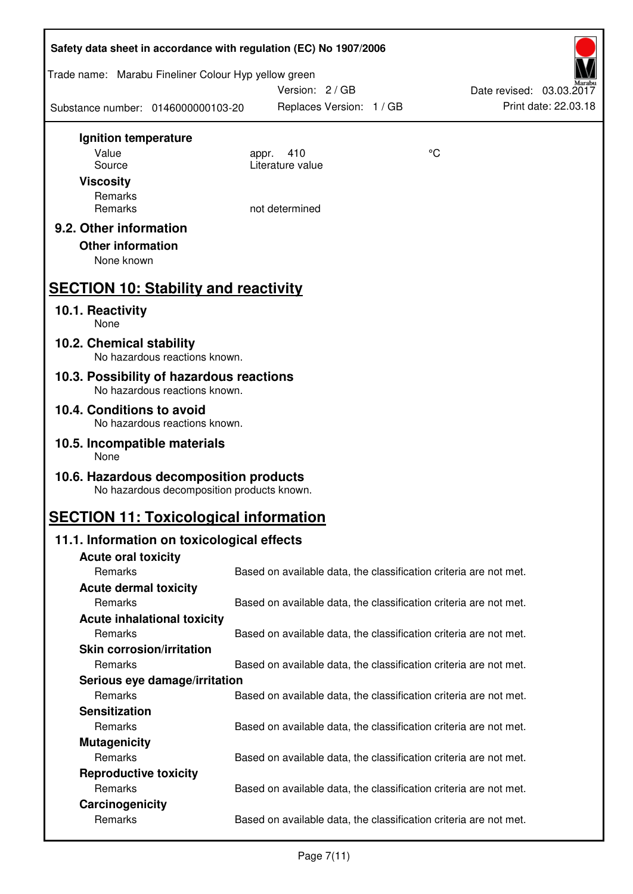**Ignition temperature**

| | | |
|---|---|---|
| Value | appr. 410 | °C |
| Source | Literature value | |

**Viscosity**

| | |
|---|---|
| Remarks | |
| Remarks | not determined |

### 9.2. Other information

**Other information**

None known

## SECTION 10: Stability and reactivity

### 10.1. Reactivity

None

### 10.2. Chemical stability

No hazardous reactions known.

### 10.3. Possibility of hazardous reactions

No hazardous reactions known.

### 10.4. Conditions to avoid

No hazardous reactions known.

### 10.5. Incompatible materials

None

### 10.6. Hazardous decomposition products

No hazardous decomposition products known.

## SECTION 11: Toxicological information

### 11.1. Information on toxicological effects

**Acute oral toxicity**

Remarks: Based on available data, the classification criteria are not met.

**Acute dermal toxicity**

Remarks: Based on available data, the classification criteria are not met.

**Acute inhalational toxicity**

Remarks: Based on available data, the classification criteria are not met.

**Skin corrosion/irritation**

Remarks: Based on available data, the classification criteria are not met.

**Serious eye damage/irritation**

Remarks: Based on available data, the classification criteria are not met.

**Sensitization**

Remarks: Based on available data, the classification criteria are not met.

**Mutagenicity**

Remarks: Based on available data, the classification criteria are not met.

**Reproductive toxicity**

Remarks: Based on available data, the classification criteria are not met.

**Carcinogenicity**

Remarks: Based on available data, the classification criteria are not met.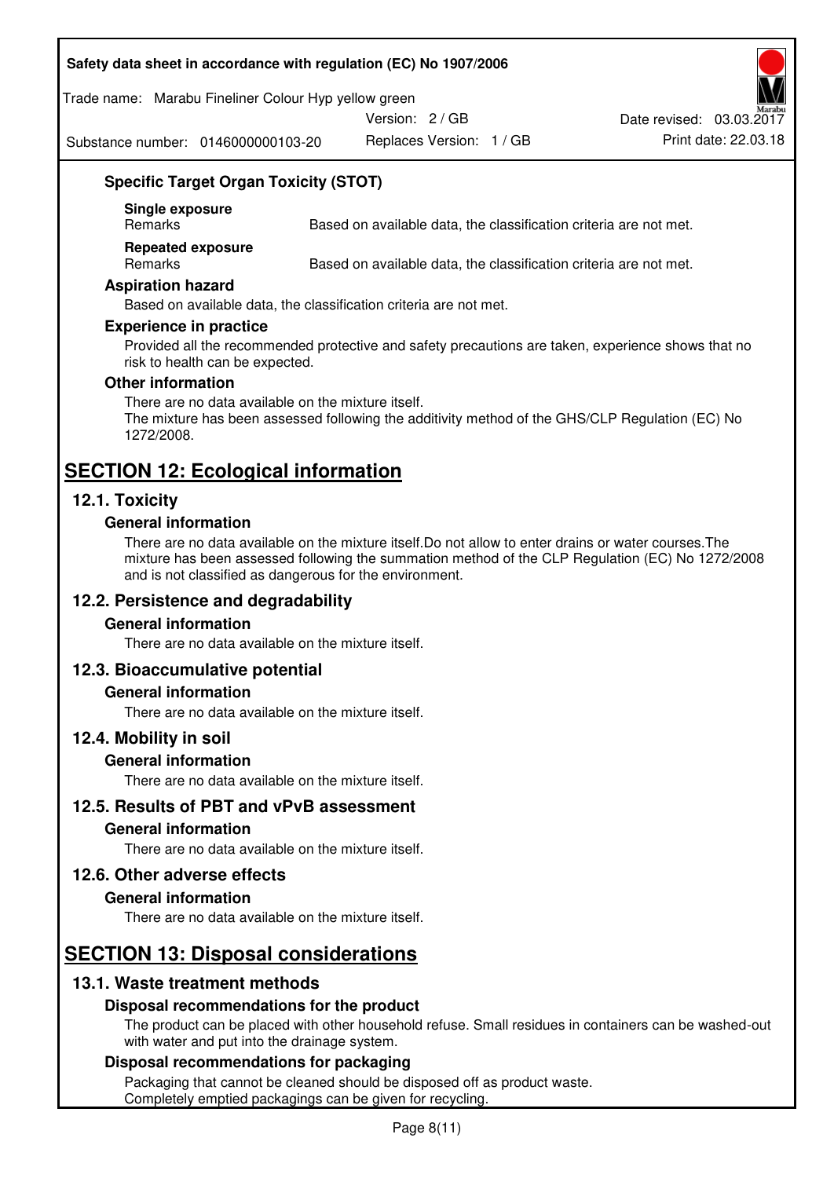### Specific Target Organ Toxicity (STOT)

**Single exposure**

Remarks — Based on available data, the classification criteria are not met.

**Repeated exposure**

Remarks — Based on available data, the classification criteria are not met.

### Aspiration hazard

Based on available data, the classification criteria are not met.

### Experience in practice

Provided all the recommended protective and safety precautions are taken, experience shows that no risk to health can be expected.

### Other information

There are no data available on the mixture itself.
The mixture has been assessed following the additivity method of the GHS/CLP Regulation (EC) No 1272/2008.

# SECTION 12: Ecological information

## 12.1. Toxicity

### General information

There are no data available on the mixture itself.Do not allow to enter drains or water courses.The mixture has been assessed following the summation method of the CLP Regulation (EC) No 1272/2008 and is not classified as dangerous for the environment.

## 12.2. Persistence and degradability

### General information

There are no data available on the mixture itself.

## 12.3. Bioaccumulative potential

### General information

There are no data available on the mixture itself.

## 12.4. Mobility in soil

### General information

There are no data available on the mixture itself.

## 12.5. Results of PBT and vPvB assessment

### General information

There are no data available on the mixture itself.

## 12.6. Other adverse effects

### General information

There are no data available on the mixture itself.

# SECTION 13: Disposal considerations

## 13.1. Waste treatment methods

### Disposal recommendations for the product

The product can be placed with other household refuse. Small residues in containers can be washed-out with water and put into the drainage system.

### Disposal recommendations for packaging

Packaging that cannot be cleaned should be disposed off as product waste.
Completely emptied packagings can be given for recycling.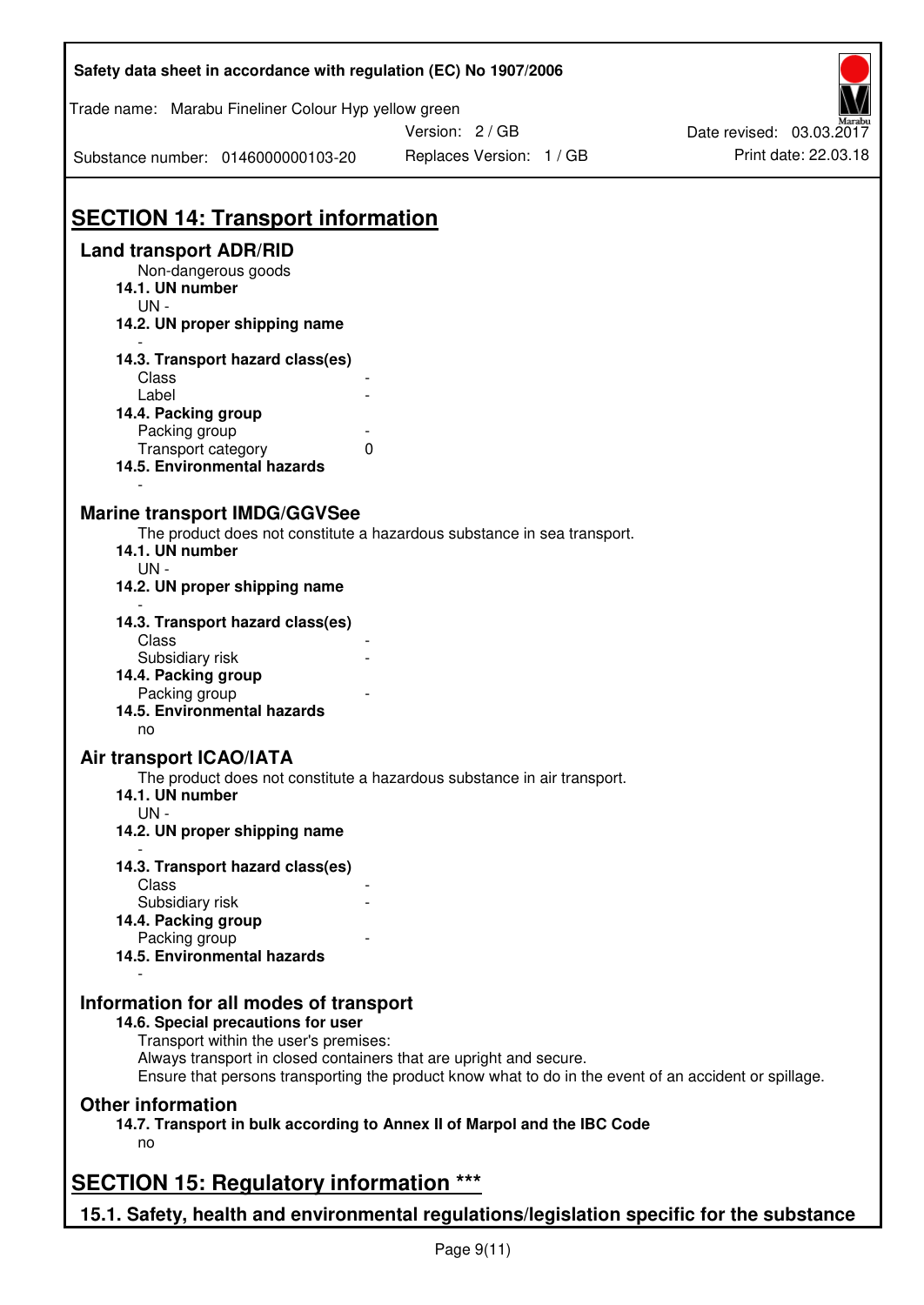## SECTION 14: Transport information

### Land transport ADR/RID

Non-dangerous goods

**14.1. UN number**

UN -

**14.2. UN proper shipping name**

-

**14.3. Transport hazard class(es)**

| | |
|---|---|
| Class | - |
| Label | - |

**14.4. Packing group**

| | |
|---|---|
| Packing group | - |
| Transport category | 0 |

**14.5. Environmental hazards**

-

### Marine transport IMDG/GGVSee

The product does not constitute a hazardous substance in sea transport.

**14.1. UN number**

UN -

**14.2. UN proper shipping name**

-

**14.3. Transport hazard class(es)**

| | |
|---|---|
| Class | - |
| Subsidiary risk | - |

**14.4. Packing group**

| | |
|---|---|
| Packing group | - |

**14.5. Environmental hazards**

no

### Air transport ICAO/IATA

The product does not constitute a hazardous substance in air transport.

**14.1. UN number**

UN -

**14.2. UN proper shipping name**

-

**14.3. Transport hazard class(es)**

| | |
|---|---|
| Class | - |
| Subsidiary risk | - |

**14.4. Packing group**

| | |
|---|---|
| Packing group | - |

**14.5. Environmental hazards**

-

### Information for all modes of transport

**14.6. Special precautions for user**

Transport within the user's premises:
Always transport in closed containers that are upright and secure.
Ensure that persons transporting the product know what to do in the event of an accident or spillage.

### Other information

**14.7. Transport in bulk according to Annex II of Marpol and the IBC Code**

no

## SECTION 15: Regulatory information ***

### 15.1. Safety, health and environmental regulations/legislation specific for the substance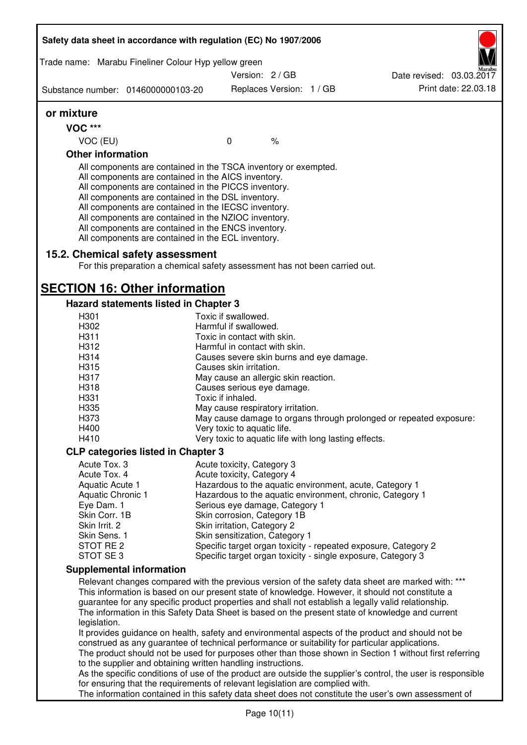**or mixture**

**VOC \*\*\***

| VOC (EU) | 0 | % |
|---|---|---|

**Other information**

All components are contained in the TSCA inventory or exempted.
All components are contained in the AICS inventory.
All components are contained in the PICCS inventory.
All components are contained in the DSL inventory.
All components are contained in the IECSC inventory.
All components are contained in the NZIOC inventory.
All components are contained in the ENCS inventory.
All components are contained in the ECL inventory.

## 15.2. Chemical safety assessment

For this preparation a chemical safety assessment has not been carried out.

# SECTION 16: Other information

### Hazard statements listed in Chapter 3

| | |
|---|---|
| H301 | Toxic if swallowed. |
| H302 | Harmful if swallowed. |
| H311 | Toxic in contact with skin. |
| H312 | Harmful in contact with skin. |
| H314 | Causes severe skin burns and eye damage. |
| H315 | Causes skin irritation. |
| H317 | May cause an allergic skin reaction. |
| H318 | Causes serious eye damage. |
| H331 | Toxic if inhaled. |
| H335 | May cause respiratory irritation. |
| H373 | May cause damage to organs through prolonged or repeated exposure: |
| H400 | Very toxic to aquatic life. |
| H410 | Very toxic to aquatic life with long lasting effects. |

### CLP categories listed in Chapter 3

| | |
|---|---|
| Acute Tox. 3 | Acute toxicity, Category 3 |
| Acute Tox. 4 | Acute toxicity, Category 4 |
| Aquatic Acute 1 | Hazardous to the aquatic environment, acute, Category 1 |
| Aquatic Chronic 1 | Hazardous to the aquatic environment, chronic, Category 1 |
| Eye Dam. 1 | Serious eye damage, Category 1 |
| Skin Corr. 1B | Skin corrosion, Category 1B |
| Skin Irrit. 2 | Skin irritation, Category 2 |
| Skin Sens. 1 | Skin sensitization, Category 1 |
| STOT RE 2 | Specific target organ toxicity - repeated exposure, Category 2 |
| STOT SE 3 | Specific target organ toxicity - single exposure, Category 3 |

### Supplemental information

Relevant changes compared with the previous version of the safety data sheet are marked with: \*\*\*
This information is based on our present state of knowledge. However, it should not constitute a guarantee for any specific product properties and shall not establish a legally valid relationship.
The information in this Safety Data Sheet is based on the present state of knowledge and current legislation.
It provides guidance on health, safety and environmental aspects of the product and should not be construed as any guarantee of technical performance or suitability for particular applications.
The product should not be used for purposes other than those shown in Section 1 without first referring to the supplier and obtaining written handling instructions.
As the specific conditions of use of the product are outside the supplier's control, the user is responsible for ensuring that the requirements of relevant legislation are complied with.
The information contained in this safety data sheet does not constitute the user's own assessment of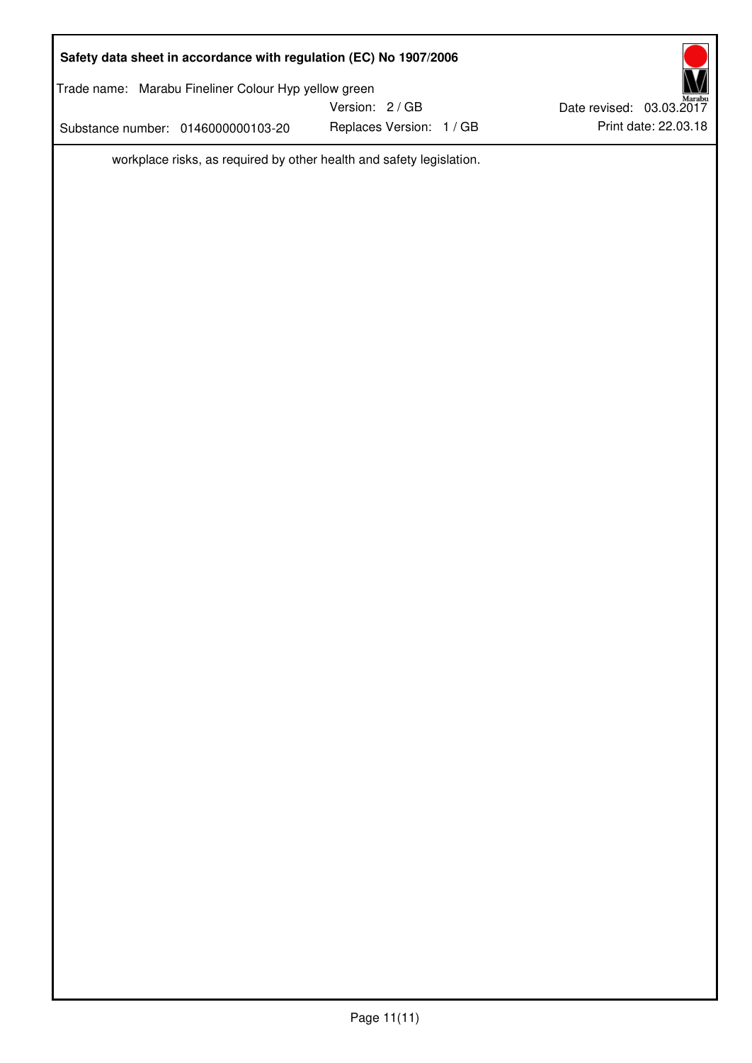workplace risks, as required by other health and safety legislation.